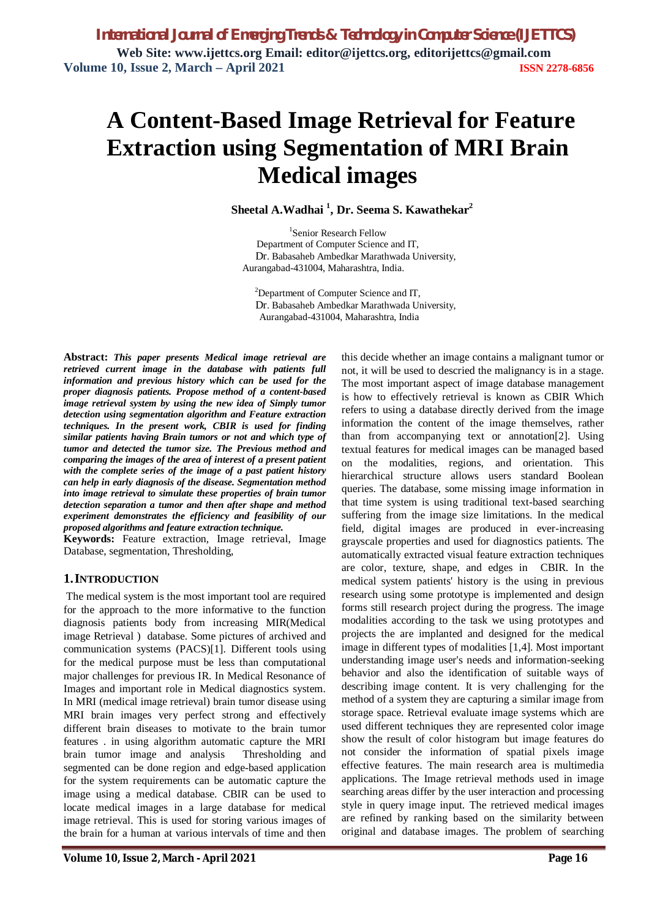# A Content-Based Image Retrieval for Feature Extraction using Segmentation of MRI Brain Medical images

**Sheetal A.Wadhai [1], Dr. Seema S. Kawathekar[2]**

[1]Senior Research Fellow
Department of Computer Science and IT,
Dr. Babasaheb Ambedkar Marathwada University,
Aurangabad-431004, Maharashtra, India.

[2]Department of Computer Science and IT,
Dr. Babasaheb Ambedkar Marathwada University,
Aurangabad-431004, Maharashtra, India

**Abstract:** ***This paper presents Medical image retrieval are retrieved current image in the database with patients full information and previous history which can be used for the proper diagnosis patients. Propose method of a content-based image retrieval system by using the new idea of Simply tumor detection using segmentation algorithm and Feature extraction techniques. In the present work, CBIR is used for finding similar patients having Brain tumors or not and which type of tumor and detected the tumor size. The Previous method and comparing the images of the area of interest of a present patient with the complete series of the image of a past patient history can help in early diagnosis of the disease. Segmentation method into image retrieval to simulate these properties of brain tumor detection separation a tumor and then after shape and method experiment demonstrates the efficiency and feasibility of our proposed algorithms and feature extraction technique.***

**Keywords:** Feature extraction, Image retrieval, Image Database, segmentation, Thresholding,

## 1. INTRODUCTION

The medical system is the most important tool are required for the approach to the more informative to the function diagnosis patients body from increasing MIR(Medical image Retrieval ) database. Some pictures of archived and communication systems (PACS)[1]. Different tools using for the medical purpose must be less than computational major challenges for previous IR. In Medical Resonance of Images and important role in Medical diagnostics system. In MRI (medical image retrieval) brain tumor disease using MRI brain images very perfect strong and effectively different brain diseases to motivate to the brain tumor features . in using algorithm automatic capture the MRI brain tumor image and analysis Thresholding and segmented can be done region and edge-based application for the system requirements can be automatic capture the image using a medical database. CBIR can be used to locate medical images in a large database for medical image retrieval. This is used for storing various images of the brain for a human at various intervals of time and then this decide whether an image contains a malignant tumor or not, it will be used to descried the malignancy is in a stage. The most important aspect of image database management is how to effectively retrieval is known as CBIR Which refers to using a database directly derived from the image information the content of the image themselves, rather than from accompanying text or annotation[2]. Using textual features for medical images can be managed based on the modalities, regions, and orientation. This hierarchical structure allows users standard Boolean queries. The database, some missing image information in that time system is using traditional text-based searching suffering from the image size limitations. In the medical field, digital images are produced in ever-increasing grayscale properties and used for diagnostics patients. The automatically extracted visual feature extraction techniques are color, texture, shape, and edges in CBIR. In the medical system patients' history is the using in previous research using some prototype is implemented and design forms still research project during the progress. The image modalities according to the task we using prototypes and projects the are implanted and designed for the medical image in different types of modalities [1,4]. Most important understanding image user's needs and information-seeking behavior and also the identification of suitable ways of describing image content. It is very challenging for the method of a system they are capturing a similar image from storage space. Retrieval evaluate image systems which are used different techniques they are represented color image show the result of color histogram but image features do not consider the information of spatial pixels image effective features. The main research area is multimedia applications. The Image retrieval methods used in image searching areas differ by the user interaction and processing style in query image input. The retrieved medical images are refined by ranking based on the similarity between original and database images. The problem of searching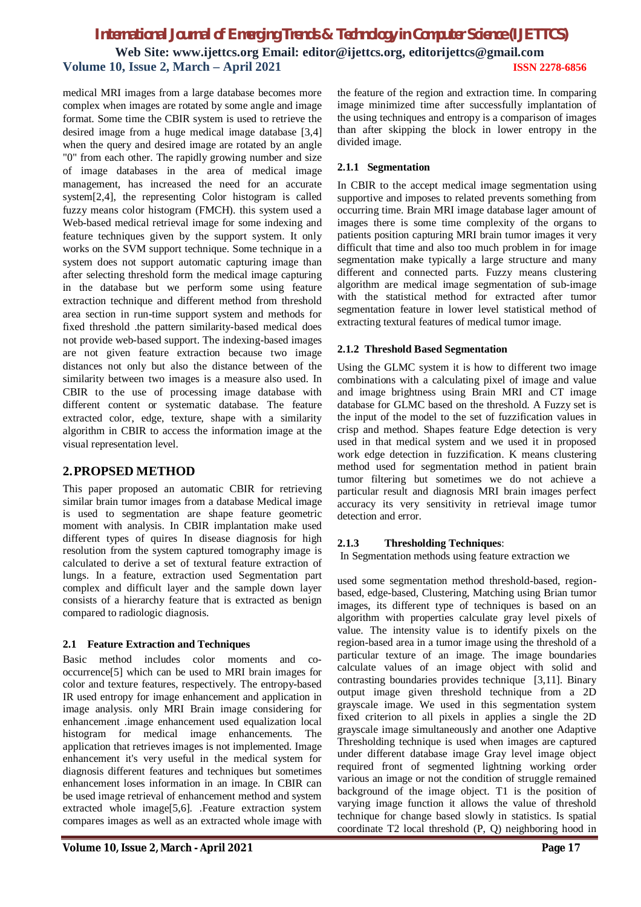medical MRI images from a large database becomes more complex when images are rotated by some angle and image format. Some time the CBIR system is used to retrieve the desired image from a huge medical image database [3,4] when the query and desired image are rotated by an angle "0" from each other. The rapidly growing number and size of image databases in the area of medical image management, has increased the need for an accurate system[2,4], the representing Color histogram is called fuzzy means color histogram (FMCH). this system used a Web-based medical retrieval image for some indexing and feature techniques given by the support system. It only works on the SVM support technique. Some technique in a system does not support automatic capturing image than after selecting threshold form the medical image capturing in the database but we perform some using feature extraction technique and different method from threshold area section in run-time support system and methods for fixed threshold .the pattern similarity-based medical does not provide web-based support. The indexing-based images are not given feature extraction because two image distances not only but also the distance between of the similarity between two images is a measure also used. In CBIR to the use of processing image database with different content or systematic database. The feature extracted color, edge, texture, shape with a similarity algorithm in CBIR to access the information image at the visual representation level.

## 2. PROPSED METHOD

This paper proposed an automatic CBIR for retrieving similar brain tumor images from a database Medical image is used to segmentation are shape feature geometric moment with analysis. In CBIR implantation make used different types of quires In disease diagnosis for high resolution from the system captured tomography image is calculated to derive a set of textural feature extraction of lungs. In a feature, extraction used Segmentation part complex and difficult layer and the sample down layer consists of a hierarchy feature that is extracted as benign compared to radiologic diagnosis.

### 2.1 Feature Extraction and Techniques

Basic method includes color moments and co-occurrence[5] which can be used to MRI brain images for color and texture features, respectively. The entropy-based IR used entropy for image enhancement and application in image analysis. only MRI Brain image considering for enhancement .image enhancement used equalization local histogram for medical image enhancements. The application that retrieves images is not implemented. Image enhancement it's very useful in the medical system for diagnosis different features and techniques but sometimes enhancement loses information in an image. In CBIR can be used image retrieval of enhancement method and system extracted whole image[5,6]. .Feature extraction system compares images as well as an extracted whole image with the feature of the region and extraction time. In comparing image minimized time after successfully implantation of the using techniques and entropy is a comparison of images than after skipping the block in lower entropy in the divided image.

#### 2.1.1 Segmentation

In CBIR to the accept medical image segmentation using supportive and imposes to related prevents something from occurring time. Brain MRI image database lager amount of images there is some time complexity of the organs to patients position capturing MRI brain tumor images it very difficult that time and also too much problem in for image segmentation make typically a large structure and many different and connected parts. Fuzzy means clustering algorithm are medical image segmentation of sub-image with the statistical method for extracted after tumor segmentation feature in lower level statistical method of extracting textural features of medical tumor image.

#### 2.1.2 Threshold Based Segmentation

Using the GLMC system it is how to different two image combinations with a calculating pixel of image and value and image brightness using Brain MRI and CT image database for GLMC based on the threshold. A Fuzzy set is the input of the model to the set of fuzzification values in crisp and method. Shapes feature Edge detection is very used in that medical system and we used it in proposed work edge detection in fuzzification. K means clustering method used for segmentation method in patient brain tumor filtering but sometimes we do not achieve a particular result and diagnosis MRI brain images perfect accuracy its very sensitivity in retrieval image tumor detection and error.

#### 2.1.3 Thresholding Techniques:

In Segmentation methods using feature extraction we used some segmentation method threshold-based, region-based, edge-based, Clustering, Matching using Brian tumor images, its different type of techniques is based on an algorithm with properties calculate gray level pixels of value. The intensity value is to identify pixels on the region-based area in a tumor image using the threshold of a particular texture of an image. The image boundaries calculate values of an image object with solid and contrasting boundaries provides technique [3,11]. Binary output image given threshold technique from a 2D grayscale image. We used in this segmentation system fixed criterion to all pixels in applies a single the 2D grayscale image simultaneously and another one Adaptive Thresholding technique is used when images are captured under different database image Gray level image object required front of segmented lightning working order various an image or not the condition of struggle remained background of the image object. T1 is the position of varying image function it allows the value of threshold technique for change based slowly in statistics. Is spatial coordinate T2 local threshold (P, Q) neighboring hood in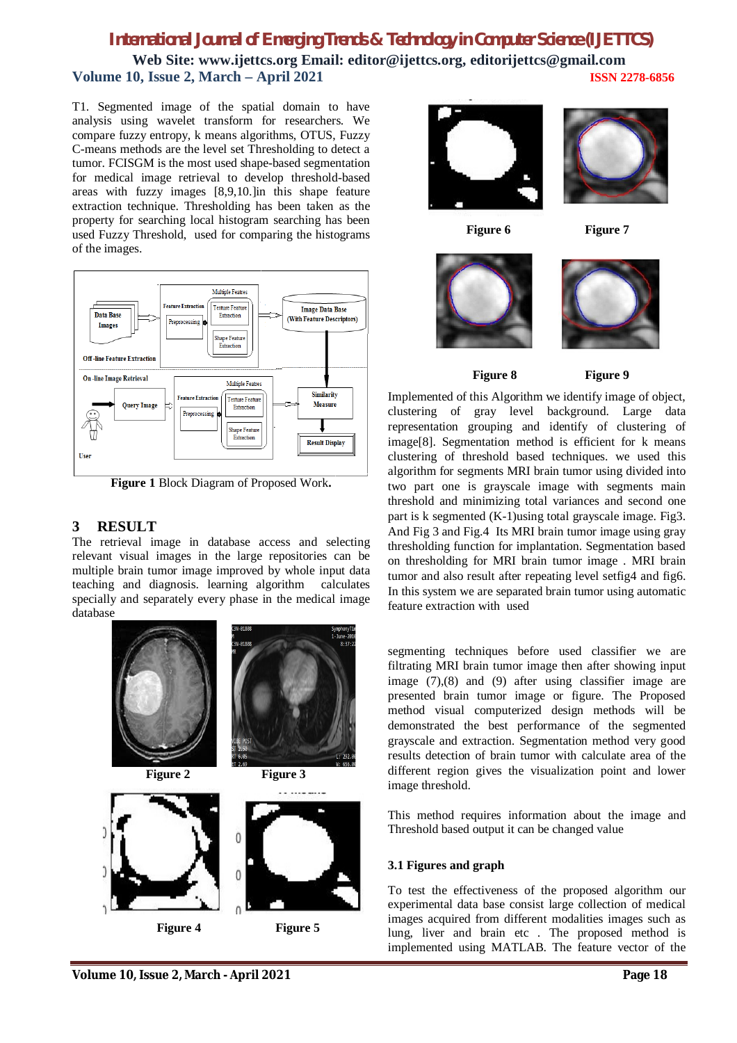T1. Segmented image of the spatial domain to have analysis using wavelet transform for researchers. We compare fuzzy entropy, k means algorithms, OTUS, Fuzzy C-means methods are the level set Thresholding to detect a tumor. FCISGM is the most used shape-based segmentation for medical image retrieval to develop threshold-based areas with fuzzy images [8,9,10.]in this shape feature extraction technique. Thresholding has been taken as the property for searching local histogram searching has been used Fuzzy Threshold, used for comparing the histograms of the images.

Data Base Images

Preprocessing

Feature Extraction

Multiple Featres

Texture Feature Extraction

Shape Feature Extraction

Image Data Base (With Feature Descriptors)

Off-line Feature Extraction

On-line Image Retrieval

Query Image

User

Similarity Measure

Result Display

**Figure 1** Block Diagram of Proposed Work**.**

## 3 RESULT

The retrieval image in database access and selecting relevant visual images in the large repositories can be multiple brain tumor image improved by whole input data teaching and diagnosis. learning algorithm calculates specially and separately every phase in the medical image database

**Figure 2** **Figure 3**

**Figure 4** **Figure 5**

**Figure 6** **Figure 7**

**Figure 8** **Figure 9**

Implemented of this Algorithm we identify image of object, clustering of gray level background. Large data representation grouping and identify of clustering of image[8]. Segmentation method is efficient for k means clustering of threshold based techniques. we used this algorithm for segments MRI brain tumor using divided into two part one is grayscale image with segments main threshold and minimizing total variances and second one part is k segmented (K-1)using total grayscale image. Fig3. And Fig 3 and Fig.4 Its MRI brain tumor image using gray thresholding function for implantation. Segmentation based on thresholding for MRI brain tumor image . MRI brain tumor and also result after repeating level setfig4 and fig6. In this system we are separated brain tumor using automatic feature extraction with used

segmenting techniques before used classifier we are filtrating MRI brain tumor image then after showing input image (7),(8) and (9) after using classifier image are presented brain tumor image or figure. The Proposed method visual computerized design methods will be demonstrated the best performance of the segmented grayscale and extraction. Segmentation method very good results detection of brain tumor with calculate area of the different region gives the visualization point and lower image threshold.

This method requires information about the image and Threshold based output it can be changed value

### 3.1 Figures and graph

To test the effectiveness of the proposed algorithm our experimental data base consist large collection of medical images acquired from different modalities images such as lung, liver and brain etc . The proposed method is implemented using MATLAB. The feature vector of the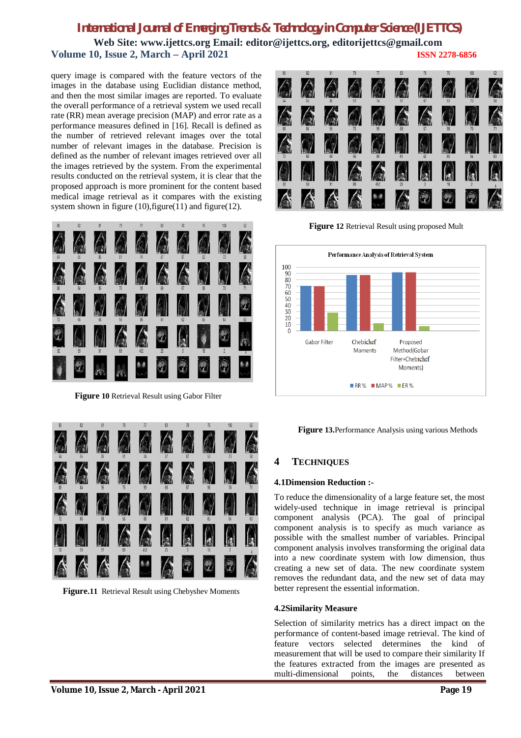query image is compared with the feature vectors of the images in the database using Euclidian distance method, and then the most similar images are reported. To evaluate the overall performance of a retrieval system we used recall rate (RR) mean average precision (MAP) and error rate as a performance measures defined in [16]. Recall is defined as the number of retrieved relevant images over the total number of relevant images in the database. Precision is defined as the number of relevant images retrieved over all the images retrieved by the system. From the experimental results conducted on the retrieval system, it is clear that the proposed approach is more prominent for the content based medical image retrieval as it compares with the existing system shown in figure (10),figure(11) and figure(12).

**Figure 10** Retrieval Result using Gabor Filter

**Figure.11** Retrieval Result using Chebyshev Moments

**Figure 12** Retrieval Result using proposed Mult

Performance Analysis of Retrieval System

100
90
80
70
60
50
40
30
20
10
0

Gabor Filter
Chebichef Moments
Proposed Method(Gobar Filter+Chebichef Moments)

RR % MAP % ER %

**Figure 13.**Performance Analysis using various Methods

## 4 TECHNIQUES

### 4.1Dimension Reduction :-

To reduce the dimensionality of a large feature set, the most widely-used technique in image retrieval is principal component analysis (PCA). The goal of principal component analysis is to specify as much variance as possible with the smallest number of variables. Principal component analysis involves transforming the original data into a new coordinate system with low dimension, thus creating a new set of data. The new coordinate system removes the redundant data, and the new set of data may better represent the essential information.

### 4.2Similarity Measure

Selection of similarity metrics has a direct impact on the performance of content-based image retrieval. The kind of feature vectors selected determines the kind of measurement that will be used to compare their similarity If the features extracted from the images are presented as multi-dimensional points, the distances between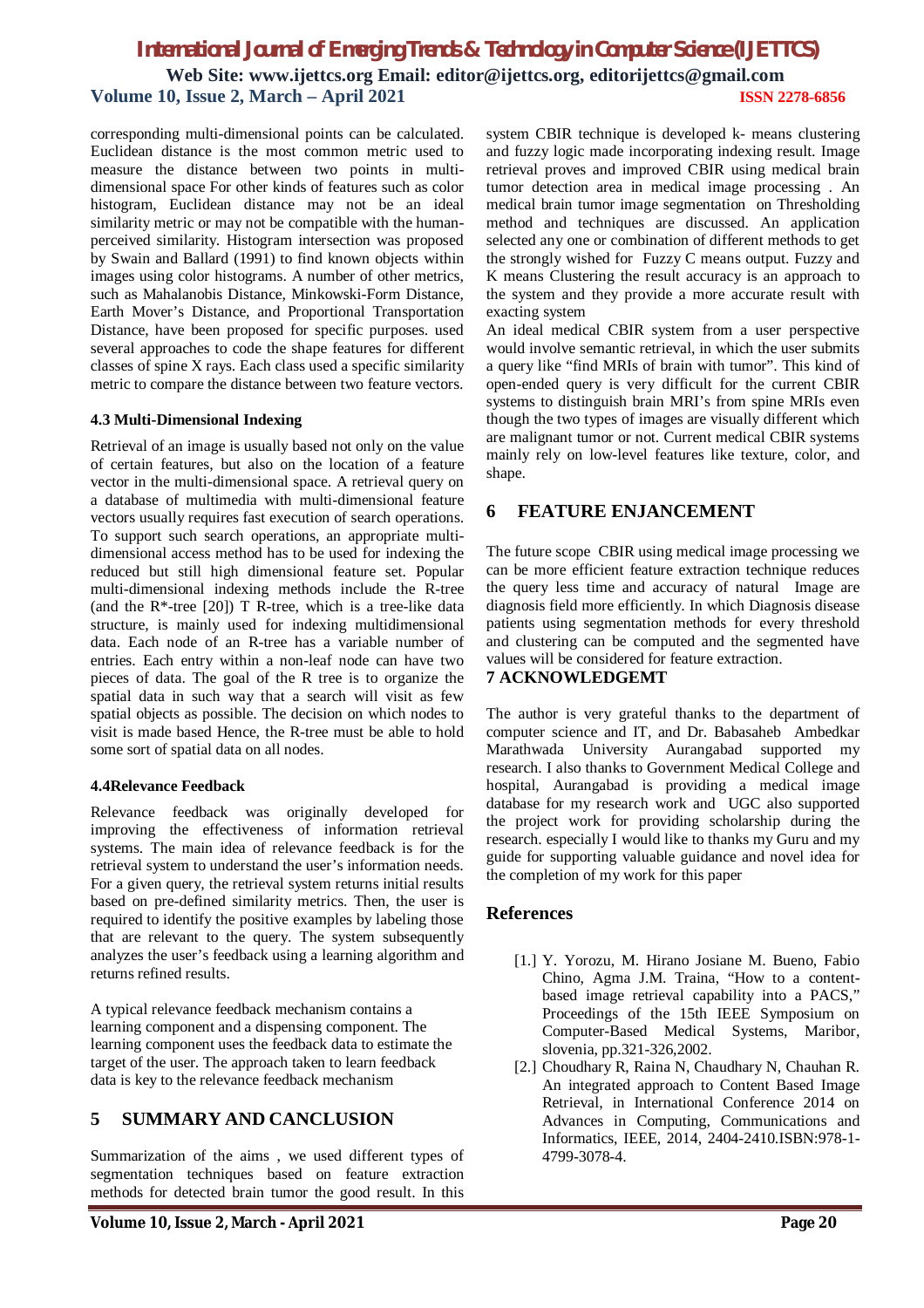corresponding multi-dimensional points can be calculated. Euclidean distance is the most common metric used to measure the distance between two points in multi-dimensional space For other kinds of features such as color histogram, Euclidean distance may not be an ideal similarity metric or may not be compatible with the human-perceived similarity. Histogram intersection was proposed by Swain and Ballard (1991) to find known objects within images using color histograms. A number of other metrics, such as Mahalanobis Distance, Minkowski-Form Distance, Earth Mover's Distance, and Proportional Transportation Distance, have been proposed for specific purposes. used several approaches to code the shape features for different classes of spine X rays. Each class used a specific similarity metric to compare the distance between two feature vectors.

### 4.3 Multi-Dimensional Indexing

Retrieval of an image is usually based not only on the value of certain features, but also on the location of a feature vector in the multi-dimensional space. A retrieval query on a database of multimedia with multi-dimensional feature vectors usually requires fast execution of search operations. To support such search operations, an appropriate multi-dimensional access method has to be used for indexing the reduced but still high dimensional feature set. Popular multi-dimensional indexing methods include the R-tree (and the R*-tree [20]) T R-tree, which is a tree-like data structure, is mainly used for indexing multidimensional data. Each node of an R-tree has a variable number of entries. Each entry within a non-leaf node can have two pieces of data. The goal of the R tree is to organize the spatial data in such way that a search will visit as few spatial objects as possible. The decision on which nodes to visit is made based Hence, the R-tree must be able to hold some sort of spatial data on all nodes.

### 4.4Relevance Feedback

Relevance feedback was originally developed for improving the effectiveness of information retrieval systems. The main idea of relevance feedback is for the retrieval system to understand the user's information needs. For a given query, the retrieval system returns initial results based on pre-defined similarity metrics. Then, the user is required to identify the positive examples by labeling those that are relevant to the query. The system subsequently analyzes the user's feedback using a learning algorithm and returns refined results.

A typical relevance feedback mechanism contains a learning component and a dispensing component. The learning component uses the feedback data to estimate the target of the user. The approach taken to learn feedback data is key to the relevance feedback mechanism

## 5 SUMMARY AND CANCLUSION

Summarization of the aims , we used different types of segmentation techniques based on feature extraction methods for detected brain tumor the good result. In this system CBIR technique is developed k- means clustering and fuzzy logic made incorporating indexing result. Image retrieval proves and improved CBIR using medical brain tumor detection area in medical image processing . An medical brain tumor image segmentation on Thresholding method and techniques are discussed. An application selected any one or combination of different methods to get the strongly wished for Fuzzy C means output. Fuzzy and K means Clustering the result accuracy is an approach to the system and they provide a more accurate result with exacting system

An ideal medical CBIR system from a user perspective would involve semantic retrieval, in which the user submits a query like "find MRIs of brain with tumor". This kind of open-ended query is very difficult for the current CBIR systems to distinguish brain MRI's from spine MRIs even though the two types of images are visually different which are malignant tumor or not. Current medical CBIR systems mainly rely on low-level features like texture, color, and shape.

## 6 FEATURE ENJANCEMENT

The future scope CBIR using medical image processing we can be more efficient feature extraction technique reduces the query less time and accuracy of natural Image are diagnosis field more efficiently. In which Diagnosis disease patients using segmentation methods for every threshold and clustering can be computed and the segmented have values will be considered for feature extraction.

## 7 ACKNOWLEDGEMT

The author is very grateful thanks to the department of computer science and IT, and Dr. Babasaheb Ambedkar Marathwada University Aurangabad supported my research. I also thanks to Government Medical College and hospital, Aurangabad is providing a medical image database for my research work and UGC also supported the project work for providing scholarship during the research. especially I would like to thanks my Guru and my guide for supporting valuable guidance and novel idea for the completion of my work for this paper

## References

[1.] Y. Yorozu, M. Hirano Josiane M. Bueno, Fabio Chino, Agma J.M. Traina, "How to a content-based image retrieval capability into a PACS," Proceedings of the 15th IEEE Symposium on Computer-Based Medical Systems, Maribor, slovenia, pp.321-326,2002.

[2.] Choudhary R, Raina N, Chaudhary N, Chauhan R. An integrated approach to Content Based Image Retrieval, in International Conference 2014 on Advances in Computing, Communications and Informatics, IEEE, 2014, 2404-2410.ISBN:978-1-4799-3078-4.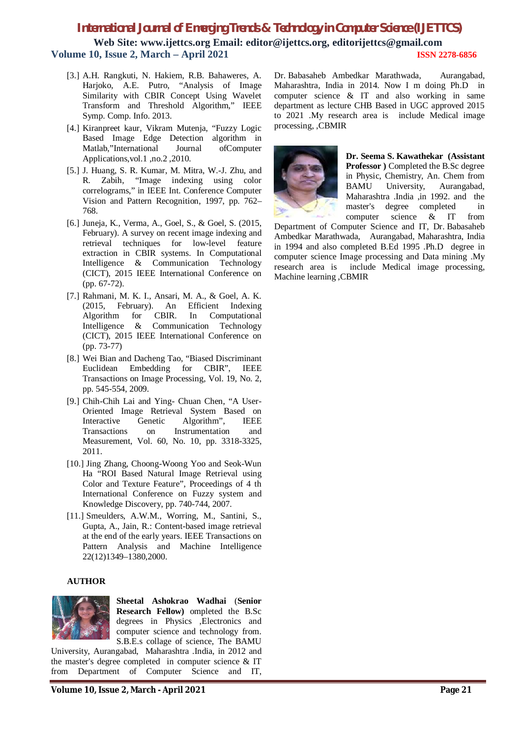[3.] A.H. Rangkuti, N. Hakiem, R.B. Bahaweres, A. Harjoko, A.E. Putro, "Analysis of Image Similarity with CBIR Concept Using Wavelet Transform and Threshold Algorithm," IEEE Symp. Comp. Info. 2013.

[4.] Kiranpreet kaur, Vikram Mutenja, "Fuzzy Logic Based Image Edge Detection algorithm in Matlab,"International Journal ofComputer Applications,vol.1 ,no.2 ,2010.

[5.] J. Huang, S. R. Kumar, M. Mitra, W.-J. Zhu, and R. Zabih, "Image indexing using color correlograms," in IEEE Int. Conference Computer Vision and Pattern Recognition, 1997, pp. 762–768.

[6.] Juneja, K., Verma, A., Goel, S., & Goel, S. (2015, February). A survey on recent image indexing and retrieval techniques for low-level feature extraction in CBIR systems. In Computational Intelligence & Communication Technology (CICT), 2015 IEEE International Conference on (pp. 67-72).

[7.] Rahmani, M. K. I., Ansari, M. A., & Goel, A. K. (2015, February). An Efficient Indexing Algorithm for CBIR. In Computational Intelligence & Communication Technology (CICT), 2015 IEEE International Conference on (pp. 73-77)

[8.] Wei Bian and Dacheng Tao, "Biased Discriminant Euclidean Embedding for CBIR", IEEE Transactions on Image Processing, Vol. 19, No. 2, pp. 545-554, 2009.

[9.] Chih-Chih Lai and Ying- Chuan Chen, "A User-Oriented Image Retrieval System Based on Interactive Genetic Algorithm", IEEE Transactions on Instrumentation and Measurement, Vol. 60, No. 10, pp. 3318-3325, 2011.

[10.] Jing Zhang, Choong-Woong Yoo and Seok-Wun Ha "ROI Based Natural Image Retrieval using Color and Texture Feature", Proceedings of 4 th International Conference on Fuzzy system and Knowledge Discovery, pp. 740-744, 2007.

[11.] Smeulders, A.W.M., Worring, M., Santini, S., Gupta, A., Jain, R.: Content-based image retrieval at the end of the early years. IEEE Transactions on Pattern Analysis and Machine Intelligence 22(12)1349–1380,2000.

**AUTHOR**

**Sheetal Ashokrao Wadhai** (**Senior Research Fellow)** ompleted the B.Sc degrees in Physics ,Electronics and computer science and technology from. S.B.E.s collage of science, The BAMU University, Aurangabad, Maharashtra .India, in 2012 and the master's degree completed in computer science & IT from Department of Computer Science and IT, Dr. Babasaheb Ambedkar Marathwada, Aurangabad, Maharashtra, India in 2014. Now I m doing Ph.D in computer science & IT and also working in same department as lecture CHB Based in UGC approved 2015 to 2021 .My research area is include Medical image processing, ,CBMIR

**Dr. Seema S. Kawathekar (Assistant Professor )** Completed the B.Sc degree in Physic, Chemistry, An. Chem from BAMU University, Aurangabad, Maharashtra .India ,in 1992. and the master's degree completed in computer science & IT from Department of Computer Science and IT, Dr. Babasaheb Ambedkar Marathwada, Aurangabad, Maharashtra, India in 1994 and also completed B.Ed 1995 .Ph.D degree in computer science Image processing and Data mining .My research area is include Medical image processing, Machine learning ,CBMIR